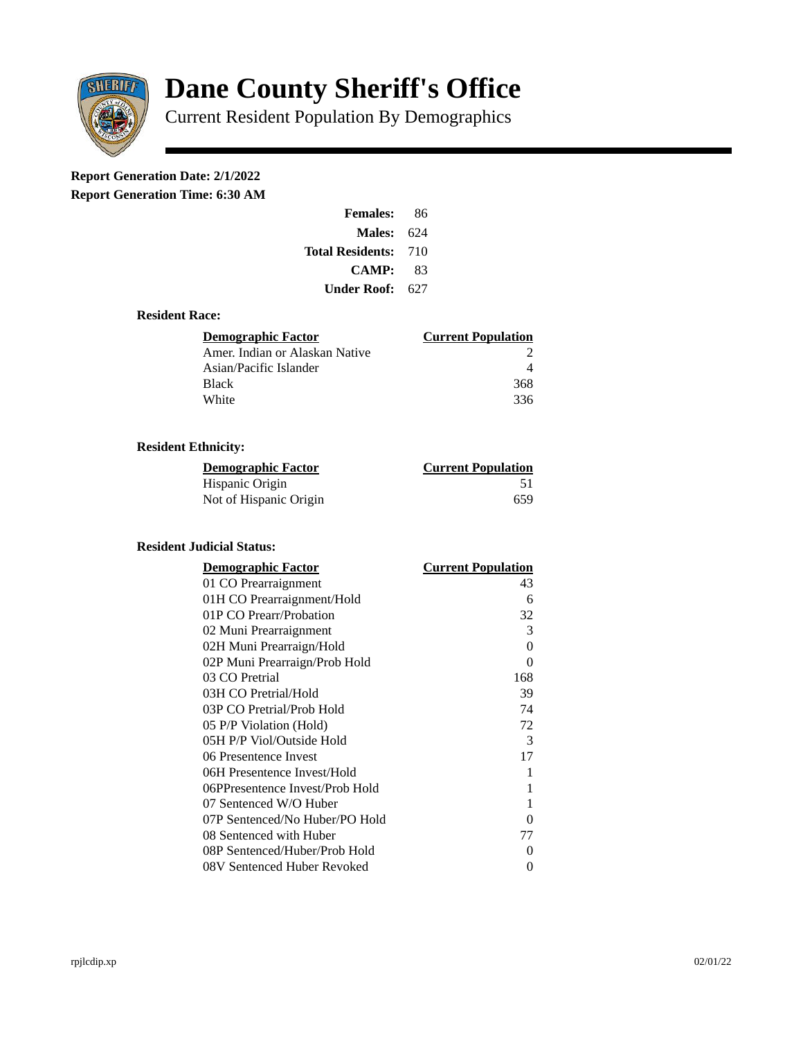# Dane County Sheriff's Office

Current Resident Population By Demographics

**Report Generation Date: 2/1/2022**
**Report Generation Time: 6:30 AM**

| | |
|---|---|
| **Females:** | 86 |
| **Males:** | 624 |
| **Total Residents:** | 710 |
| **CAMP:** | 83 |
| **Under Roof:** | 627 |

### Resident Race:

| Demographic Factor | Current Population |
|---|---|
| Amer. Indian or Alaskan Native | 2 |
| Asian/Pacific Islander | 4 |
| Black | 368 |
| White | 336 |

### Resident Ethnicity:

| Demographic Factor | Current Population |
|---|---|
| Hispanic Origin | 51 |
| Not of Hispanic Origin | 659 |

### Resident Judicial Status:

| Demographic Factor | Current Population |
|---|---|
| 01 CO Prearraignment | 43 |
| 01H CO Prearraignment/Hold | 6 |
| 01P CO Prearr/Probation | 32 |
| 02 Muni Prearraignment | 3 |
| 02H Muni Prearraign/Hold | 0 |
| 02P Muni Prearraign/Prob Hold | 0 |
| 03 CO Pretrial | 168 |
| 03H CO Pretrial/Hold | 39 |
| 03P CO Pretrial/Prob Hold | 74 |
| 05 P/P Violation (Hold) | 72 |
| 05H P/P Viol/Outside Hold | 3 |
| 06 Presentence Invest | 17 |
| 06H Presentence Invest/Hold | 1 |
| 06PPresentence Invest/Prob Hold | 1 |
| 07 Sentenced W/O Huber | 1 |
| 07P Sentenced/No Huber/PO Hold | 0 |
| 08 Sentenced with Huber | 77 |
| 08P Sentenced/Huber/Prob Hold | 0 |
| 08V Sentenced Huber Revoked | 0 |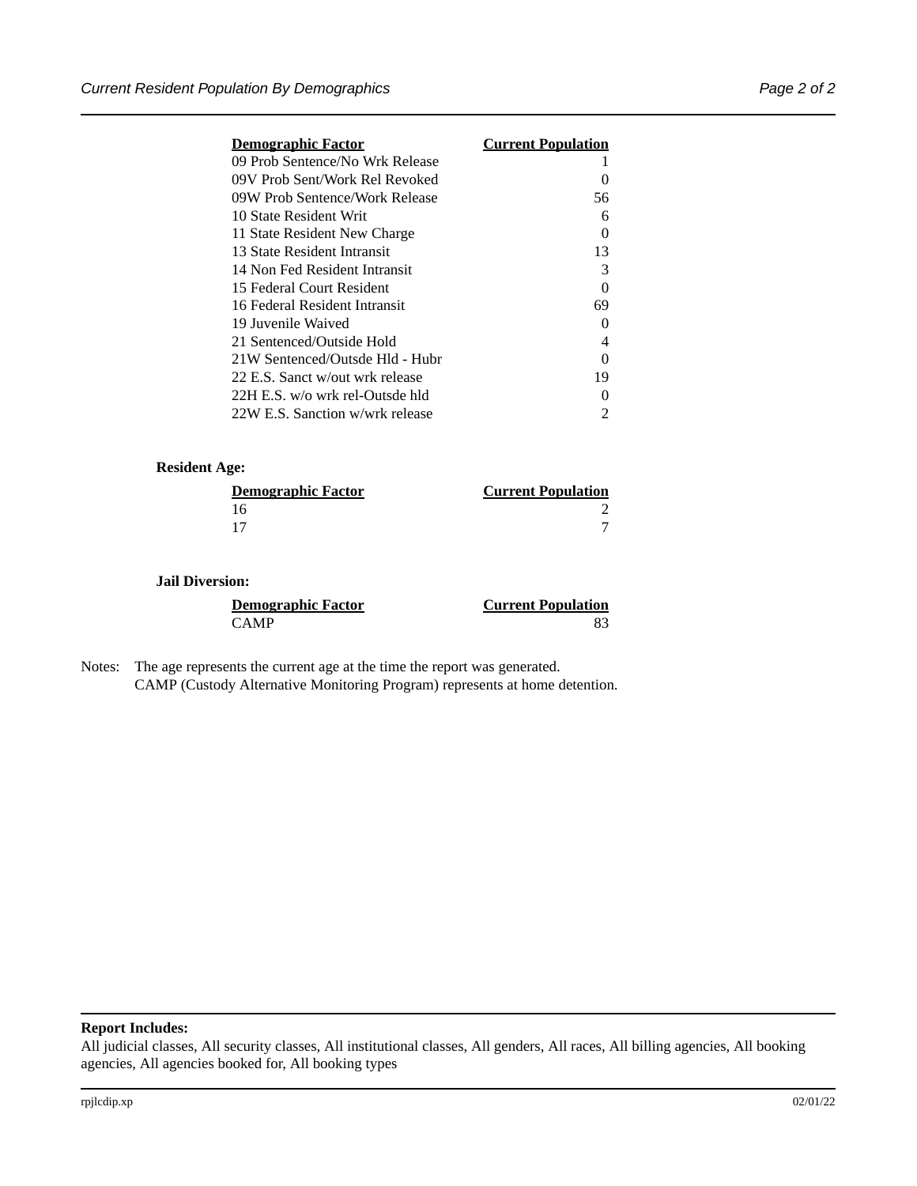| Demographic Factor | Current Population |
|---|---|
| 09 Prob Sentence/No Wrk Release | 1 |
| 09V Prob Sent/Work Rel Revoked | 0 |
| 09W Prob Sentence/Work Release | 56 |
| 10 State Resident Writ | 6 |
| 11 State Resident New Charge | 0 |
| 13 State Resident Intransit | 13 |
| 14 Non Fed Resident Intransit | 3 |
| 15 Federal Court Resident | 0 |
| 16 Federal Resident Intransit | 69 |
| 19 Juvenile Waived | 0 |
| 21 Sentenced/Outside Hold | 4 |
| 21W Sentenced/Outsde Hld - Hubr | 0 |
| 22 E.S. Sanct w/out wrk release | 19 |
| 22H E.S. w/o wrk rel-Outsde hld | 0 |
| 22W E.S. Sanction w/wrk release | 2 |

**Resident Age:**

| Demographic Factor | Current Population |
|---|---|
| 16 | 2 |
| 17 | 7 |

**Jail Diversion:**

| Demographic Factor | Current Population |
|---|---|
| CAMP | 83 |

Notes: The age represents the current age at the time the report was generated.
CAMP (Custody Alternative Monitoring Program) represents at home detention.

**Report Includes:**

All judicial classes, All security classes, All institutional classes, All genders, All races, All billing agencies, All booking agencies, All agencies booked for, All booking types

rpjlcdip.xp 02/01/22